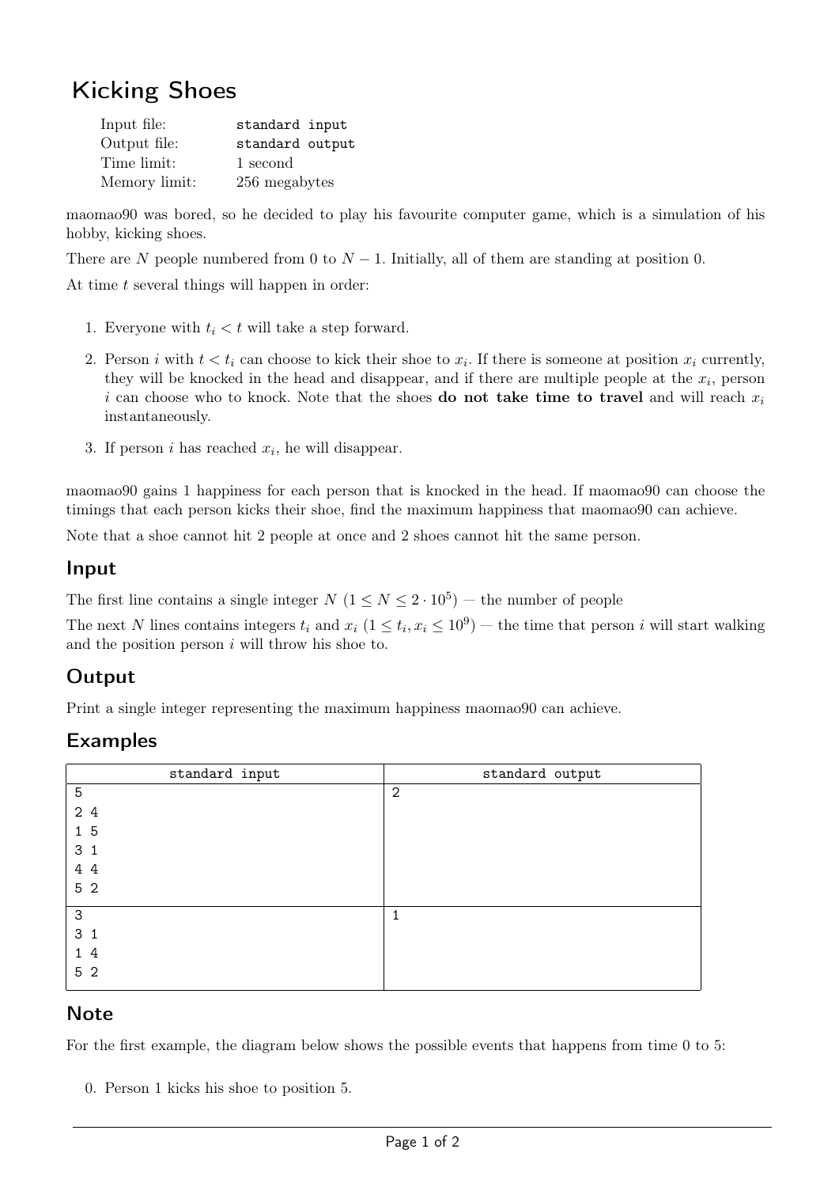# Kicking Shoes

| | |
|---|---|
| Input file: | standard input |
| Output file: | standard output |
| Time limit: | 1 second |
| Memory limit: | 256 megabytes |

maomao90 was bored, so he decided to play his favourite computer game, which is a simulation of his hobby, kicking shoes.

There are $N$ people numbered from 0 to $N-1$. Initially, all of them are standing at position 0.

At time $t$ several things will happen in order:

1. Everyone with $t_i < t$ will take a step forward.
2. Person $i$ with $t < t_i$ can choose to kick their shoe to $x_i$. If there is someone at position $x_i$ currently, they will be knocked in the head and disappear, and if there are multiple people at the $x_i$, person $i$ can choose who to knock. Note that the shoes **do not take time to travel** and will reach $x_i$ instantaneously.
3. If person $i$ has reached $x_i$, he will disappear.

maomao90 gains 1 happiness for each person that is knocked in the head. If maomao90 can choose the timings that each person kicks their shoe, find the maximum happiness that maomao90 can achieve.

Note that a shoe cannot hit 2 people at once and 2 shoes cannot hit the same person.

## Input

The first line contains a single integer $N$ ($1 \le N \le 2 \cdot 10^5$) — the number of people

The next $N$ lines contains integers $t_i$ and $x_i$ ($1 \le t_i, x_i \le 10^9$) — the time that person $i$ will start walking and the position person $i$ will throw his shoe to.

## Output

Print a single integer representing the maximum happiness maomao90 can achieve.

## Examples

| standard input | standard output |
|---|---|
| 5<br>2 4<br>1 5<br>3 1<br>4 4<br>5 2 | 2 |
| 3<br>3 1<br>1 4<br>5 2 | 1 |

## Note

For the first example, the diagram below shows the possible events that happens from time 0 to 5:

0. Person 1 kicks his shoe to position 5.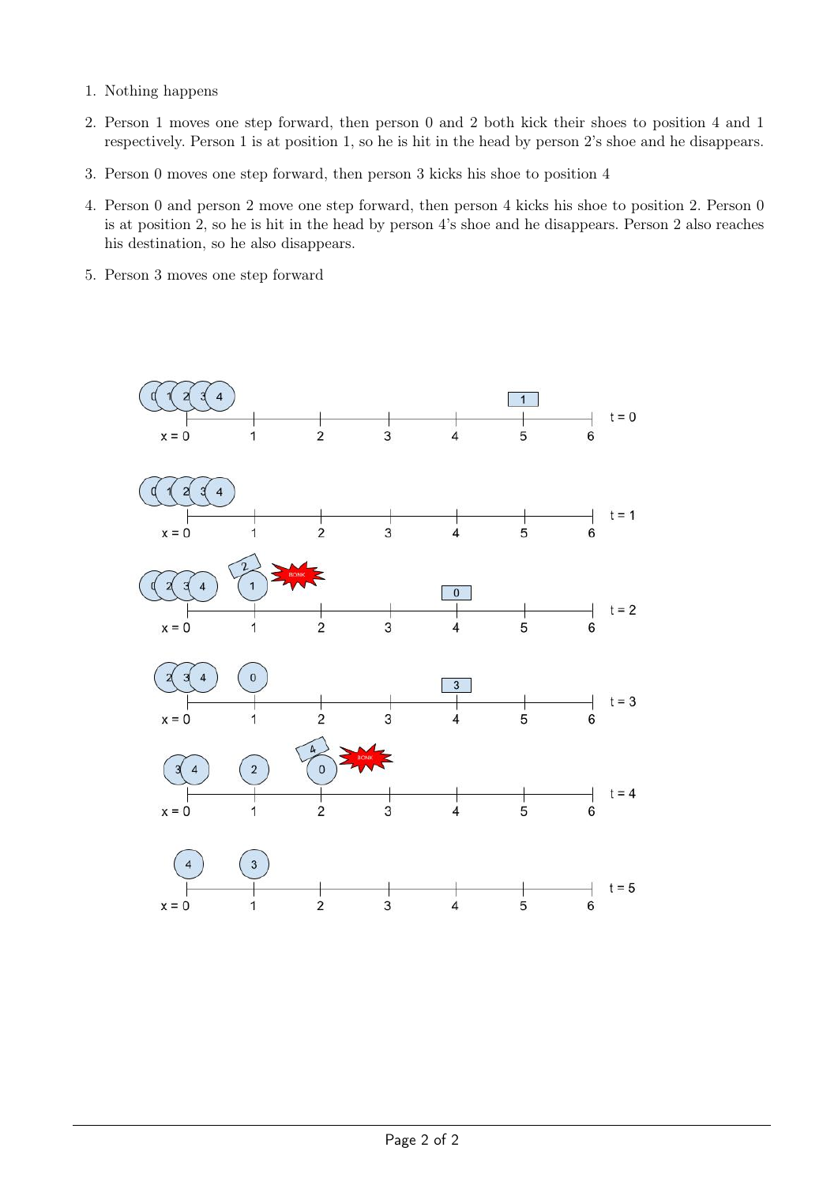1. Nothing happens
2. Person 1 moves one step forward, then person 0 and 2 both kick their shoes to position 4 and 1 respectively. Person 1 is at position 1, so he is hit in the head by person 2's shoe and he disappears.
3. Person 0 moves one step forward, then person 3 kicks his shoe to position 4
4. Person 0 and person 2 move one step forward, then person 4 kicks his shoe to position 2. Person 0 is at position 2, so he is hit in the head by person 4's shoe and he disappears. Person 2 also reaches his destination, so he also disappears.
5. Person 3 moves one step forward

t = 0
x = 0 1 2 3 4 5 6

t = 1
x = 0 1 2 3 4 5 6

BONK
t = 2
x = 0 1 2 3 4 5 6

t = 3
x = 0 1 2 3 4 5 6

BONK
t = 4
x = 0 1 2 3 4 5 6

t = 5
x = 0 1 2 3 4 5 6